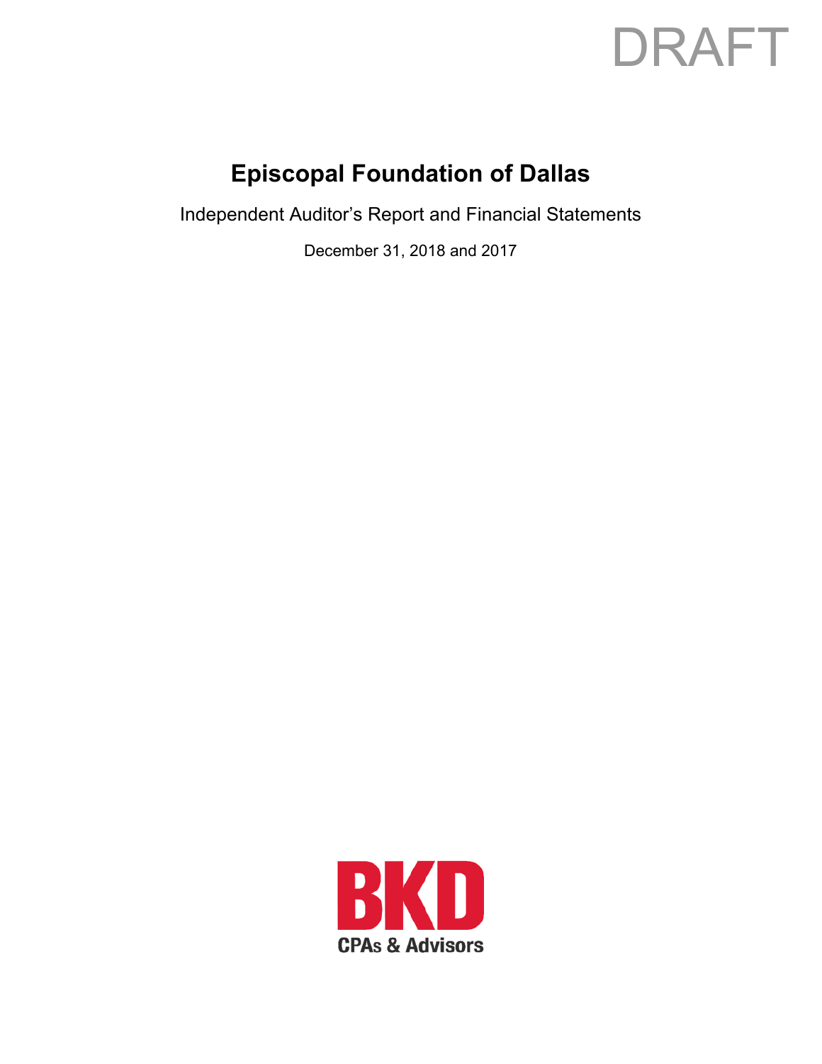DRAFT

# Episcopal Foundation of Dallas

Independent Auditor's Report and Financial Statements

December 31, 2018 and 2017

BKD

CPAs & Advisors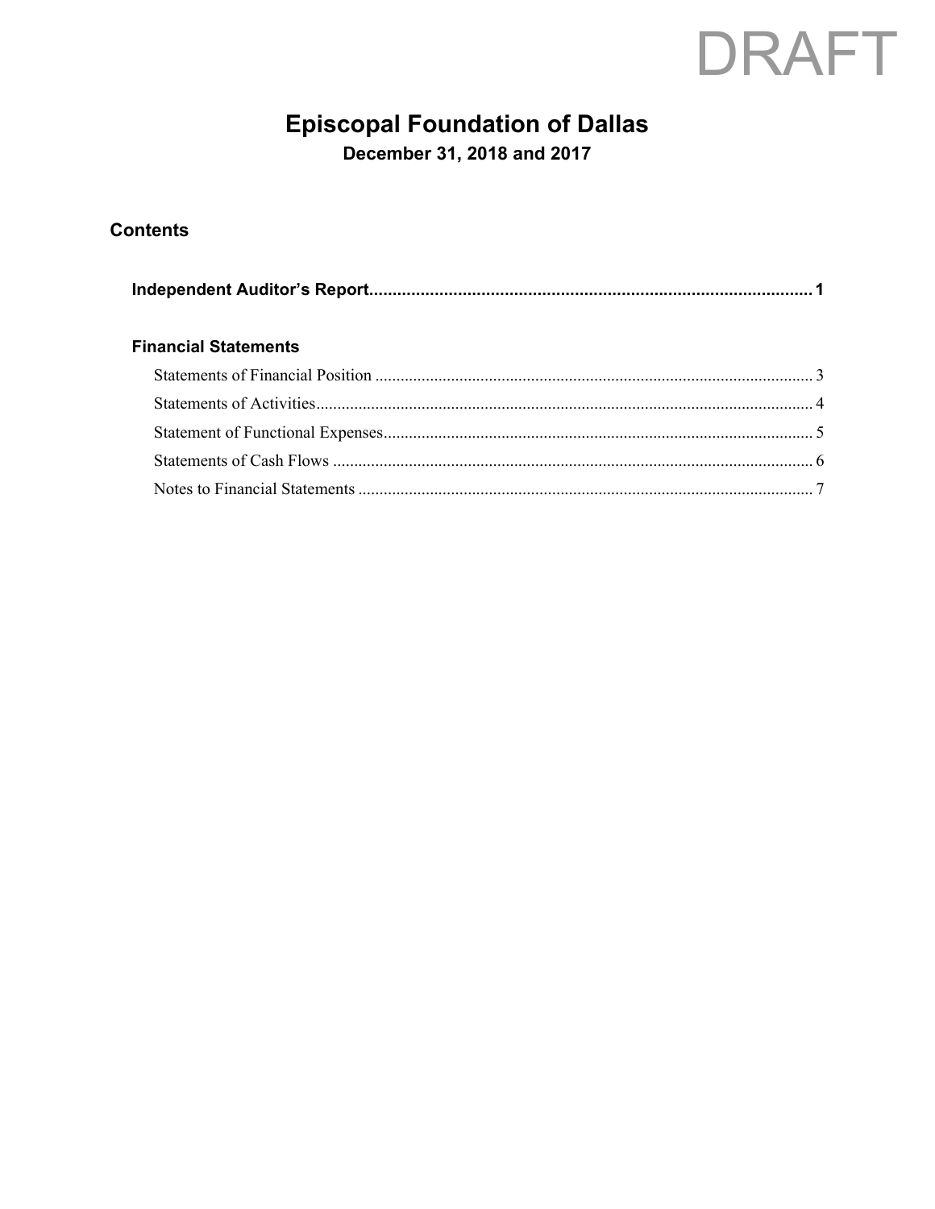DRAFT

# Episcopal Foundation of Dallas

**December 31, 2018 and 2017**

## Contents

**Independent Auditor's Report** ........................................................ **1**

**Financial Statements**

Statements of Financial Position ........................................................ 3

Statements of Activities ........................................................ 4

Statement of Functional Expenses ........................................................ 5

Statements of Cash Flows ........................................................ 6

Notes to Financial Statements ........................................................ 7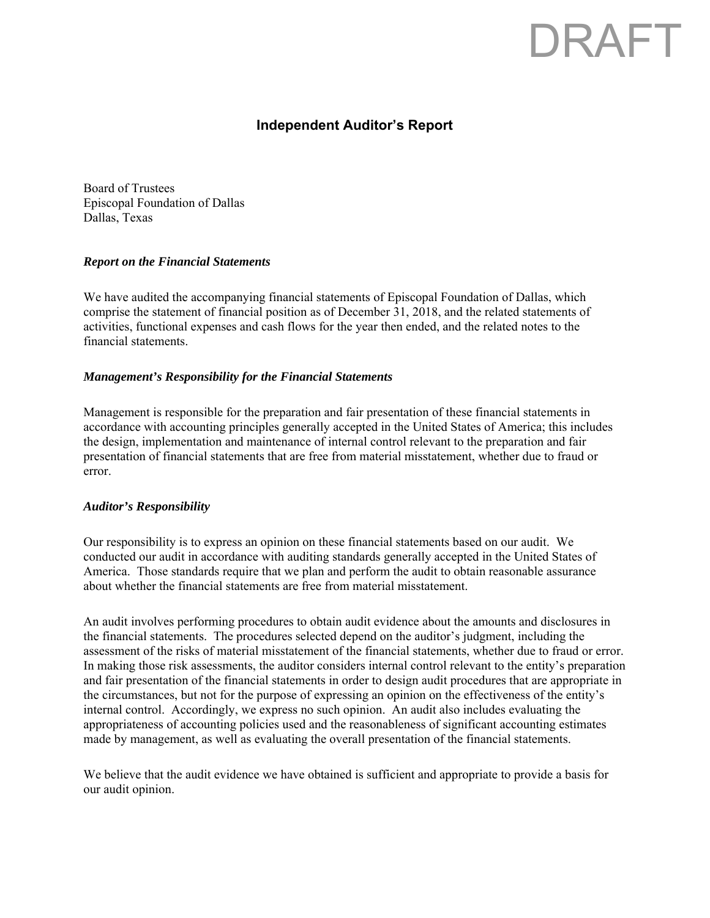DRAFT

## Independent Auditor's Report

Board of Trustees
Episcopal Foundation of Dallas
Dallas, Texas

***Report on the Financial Statements***

We have audited the accompanying financial statements of Episcopal Foundation of Dallas, which comprise the statement of financial position as of December 31, 2018, and the related statements of activities, functional expenses and cash flows for the year then ended, and the related notes to the financial statements.

***Management's Responsibility for the Financial Statements***

Management is responsible for the preparation and fair presentation of these financial statements in accordance with accounting principles generally accepted in the United States of America; this includes the design, implementation and maintenance of internal control relevant to the preparation and fair presentation of financial statements that are free from material misstatement, whether due to fraud or error.

***Auditor's Responsibility***

Our responsibility is to express an opinion on these financial statements based on our audit. We conducted our audit in accordance with auditing standards generally accepted in the United States of America. Those standards require that we plan and perform the audit to obtain reasonable assurance about whether the financial statements are free from material misstatement.

An audit involves performing procedures to obtain audit evidence about the amounts and disclosures in the financial statements. The procedures selected depend on the auditor's judgment, including the assessment of the risks of material misstatement of the financial statements, whether due to fraud or error. In making those risk assessments, the auditor considers internal control relevant to the entity's preparation and fair presentation of the financial statements in order to design audit procedures that are appropriate in the circumstances, but not for the purpose of expressing an opinion on the effectiveness of the entity's internal control. Accordingly, we express no such opinion. An audit also includes evaluating the appropriateness of accounting policies used and the reasonableness of significant accounting estimates made by management, as well as evaluating the overall presentation of the financial statements.

We believe that the audit evidence we have obtained is sufficient and appropriate to provide a basis for our audit opinion.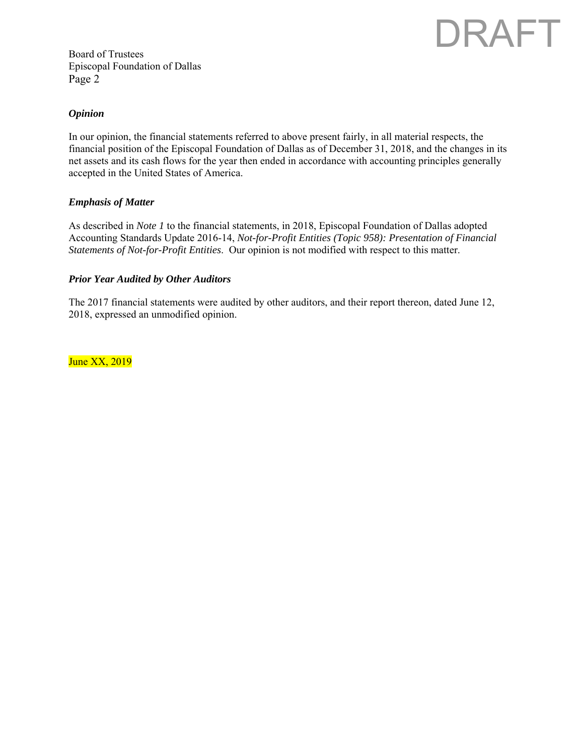DRAFT

Board of Trustees
Episcopal Foundation of Dallas
Page 2

***Opinion***

In our opinion, the financial statements referred to above present fairly, in all material respects, the financial position of the Episcopal Foundation of Dallas as of December 31, 2018, and the changes in its net assets and its cash flows for the year then ended in accordance with accounting principles generally accepted in the United States of America.

***Emphasis of Matter***

As described in *Note 1* to the financial statements, in 2018, Episcopal Foundation of Dallas adopted Accounting Standards Update 2016-14, *Not-for-Profit Entities (Topic 958): Presentation of Financial Statements of Not-for-Profit Entities*. Our opinion is not modified with respect to this matter.

***Prior Year Audited by Other Auditors***

The 2017 financial statements were audited by other auditors, and their report thereon, dated June 12, 2018, expressed an unmodified opinion.

June XX, 2019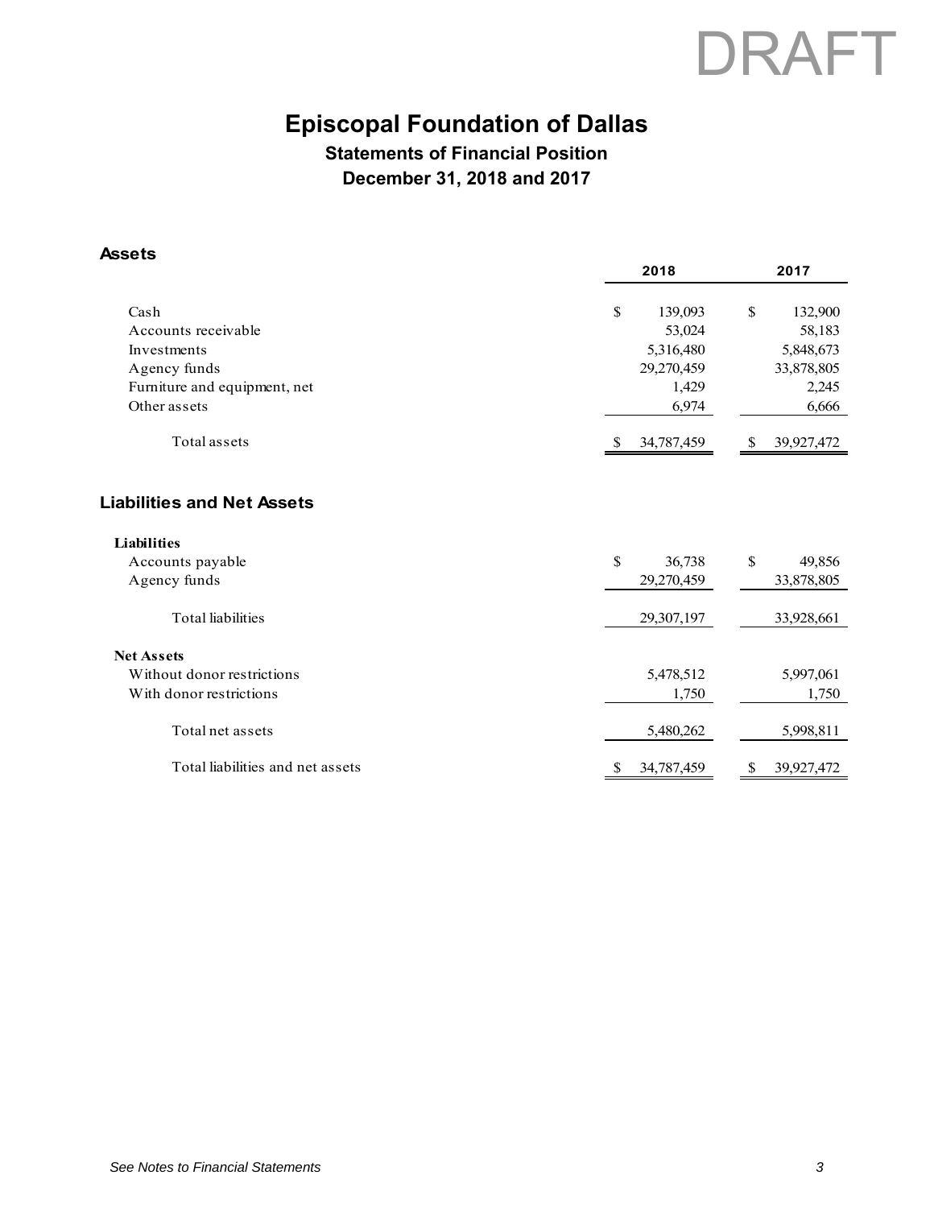DRAFT

# Episcopal Foundation of Dallas

## Statements of Financial Position

## December 31, 2018 and 2017

### Assets

| | 2018 | 2017 |
|---|---|---|
| Cash | $ 139,093 | $ 132,900 |
| Accounts receivable | 53,024 | 58,183 |
| Investments | 5,316,480 | 5,848,673 |
| Agency funds | 29,270,459 | 33,878,805 |
| Furniture and equipment, net | 1,429 | 2,245 |
| Other assets | 6,974 | 6,666 |
| Total assets | $ 34,787,459 | $ 39,927,472 |

### Liabilities and Net Assets

| | 2018 | 2017 |
|---|---|---|
| **Liabilities** | | |
| Accounts payable | $ 36,738 | $ 49,856 |
| Agency funds | 29,270,459 | 33,878,805 |
| Total liabilities | 29,307,197 | 33,928,661 |
| **Net Assets** | | |
| Without donor restrictions | 5,478,512 | 5,997,061 |
| With donor restrictions | 1,750 | 1,750 |
| Total net assets | 5,480,262 | 5,998,811 |
| Total liabilities and net assets | $ 34,787,459 | $ 39,927,472 |

*See Notes to Financial Statements*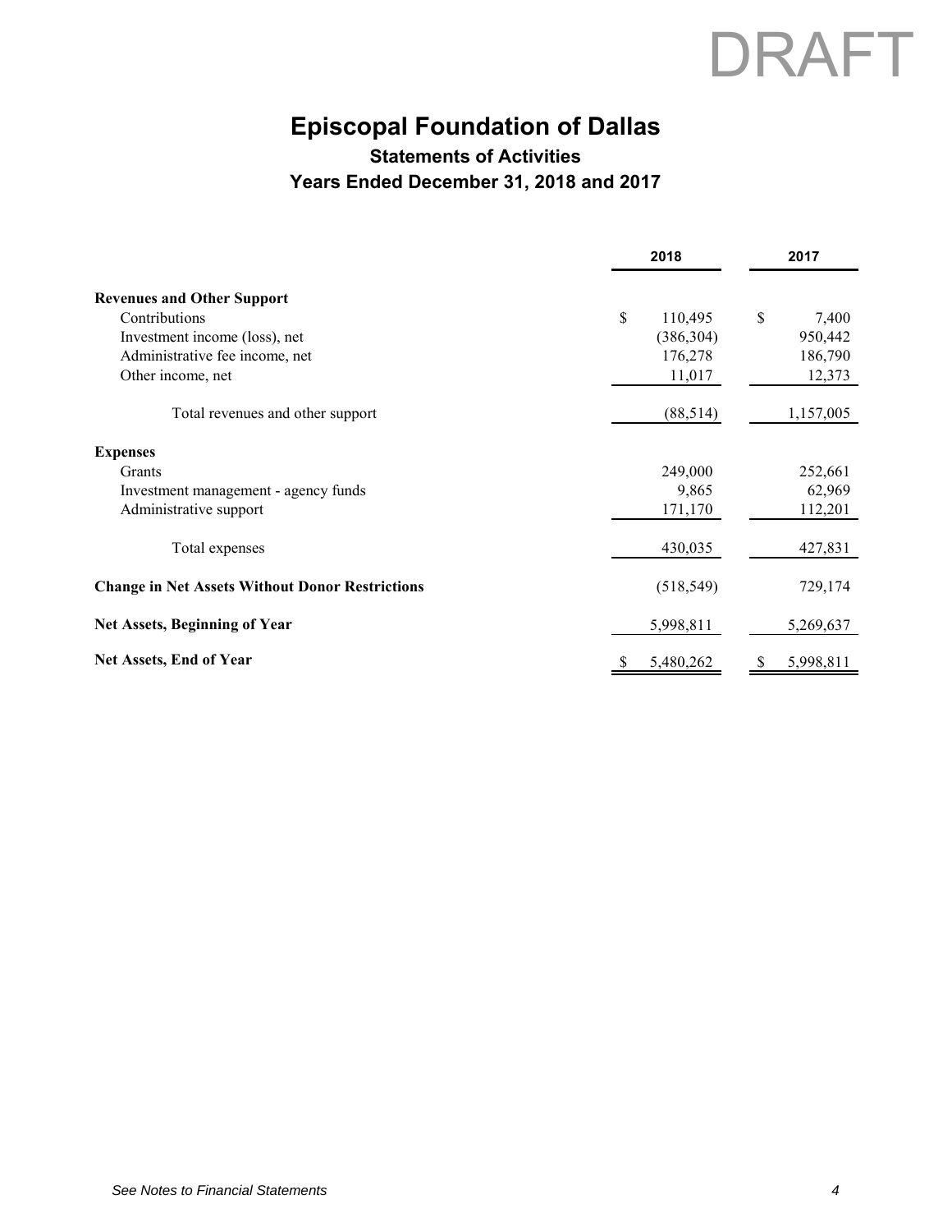DRAFT

# Episcopal Foundation of Dallas

## Statements of Activities

## Years Ended December 31, 2018 and 2017

| | 2018 | 2017 |
|---|---|---|
| **Revenues and Other Support** | | |
| Contributions | $ 110,495 | $ 7,400 |
| Investment income (loss), net | (386,304) | 950,442 |
| Administrative fee income, net | 176,278 | 186,790 |
| Other income, net | 11,017 | 12,373 |
| Total revenues and other support | (88,514) | 1,157,005 |
| **Expenses** | | |
| Grants | 249,000 | 252,661 |
| Investment management - agency funds | 9,865 | 62,969 |
| Administrative support | 171,170 | 112,201 |
| Total expenses | 430,035 | 427,831 |
| **Change in Net Assets Without Donor Restrictions** | (518,549) | 729,174 |
| **Net Assets, Beginning of Year** | 5,998,811 | 5,269,637 |
| **Net Assets, End of Year** | $ 5,480,262 | $ 5,998,811 |

*See Notes to Financial Statements*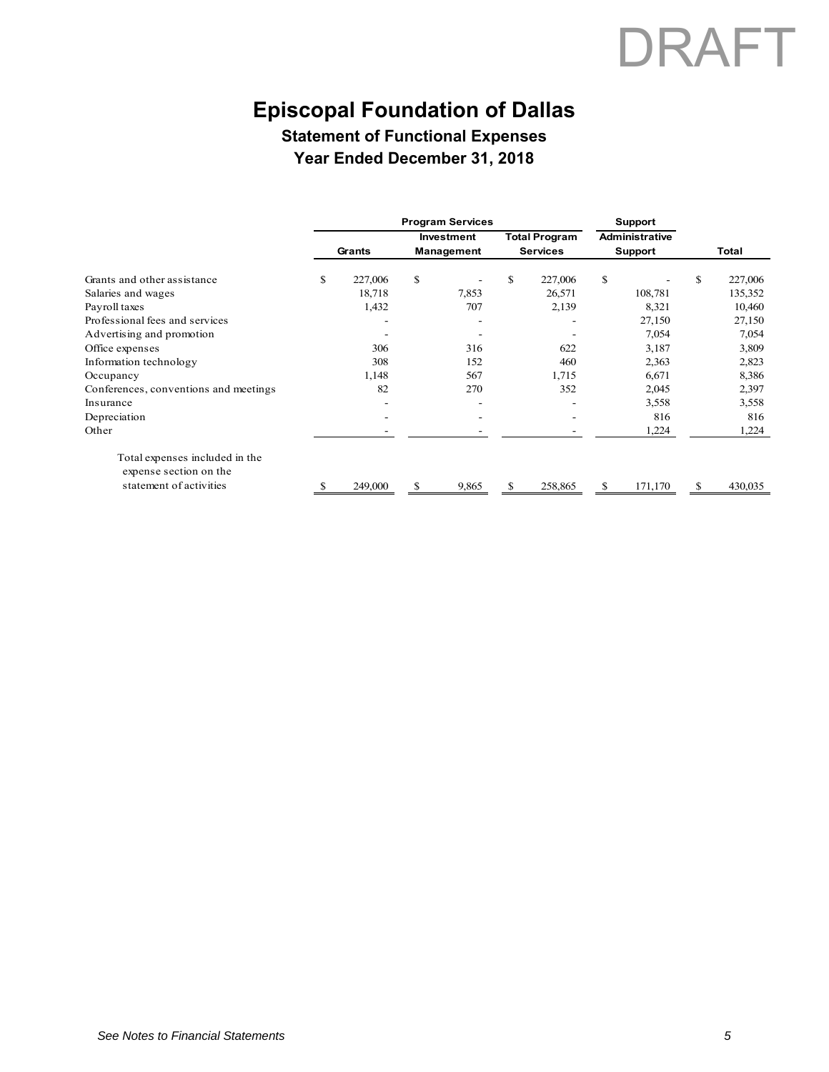DRAFT

# Episcopal Foundation of Dallas

## Statement of Functional Expenses

## Year Ended December 31, 2018

| | Program Services | | | Support | |
|---|---|---|---|---|---|
| | Grants | Investment Management | Total Program Services | Administrative Support | Total |
| Grants and other assistance | $ 227,006 | $ - | $ 227,006 | $ - | $ 227,006 |
| Salaries and wages | 18,718 | 7,853 | 26,571 | 108,781 | 135,352 |
| Payroll taxes | 1,432 | 707 | 2,139 | 8,321 | 10,460 |
| Professional fees and services | - | - | - | 27,150 | 27,150 |
| Advertising and promotion | - | - | - | 7,054 | 7,054 |
| Office expenses | 306 | 316 | 622 | 3,187 | 3,809 |
| Information technology | 308 | 152 | 460 | 2,363 | 2,823 |
| Occupancy | 1,148 | 567 | 1,715 | 6,671 | 8,386 |
| Conferences, conventions and meetings | 82 | 270 | 352 | 2,045 | 2,397 |
| Insurance | - | - | - | 3,558 | 3,558 |
| Depreciation | - | - | - | 816 | 816 |
| Other | - | - | - | 1,224 | 1,224 |
| Total expenses included in the expense section on the statement of activities | $ 249,000 | $ 9,865 | $ 258,865 | $ 171,170 | $ 430,035 |

*See Notes to Financial Statements*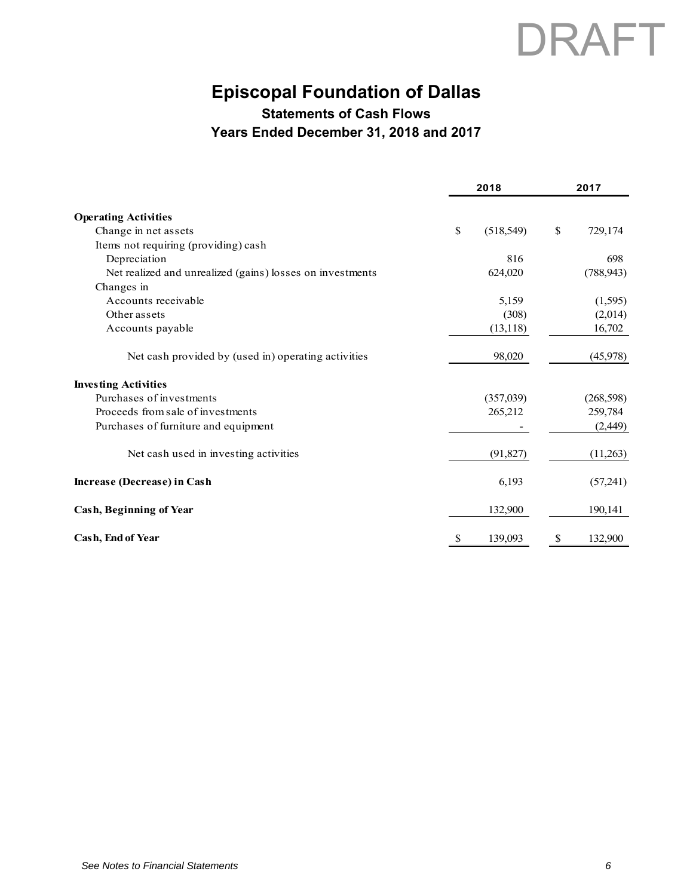DRAFT

# Episcopal Foundation of Dallas

## Statements of Cash Flows

### Years Ended December 31, 2018 and 2017

| | 2018 | 2017 |
|---|---|---|
| **Operating Activities** | | |
| Change in net assets | $ (518,549) | $ 729,174 |
| Items not requiring (providing) cash | | |
| Depreciation | 816 | 698 |
| Net realized and unrealized (gains) losses on investments | 624,020 | (788,943) |
| Changes in | | |
| Accounts receivable | 5,159 | (1,595) |
| Other assets | (308) | (2,014) |
| Accounts payable | (13,118) | 16,702 |
| Net cash provided by (used in) operating activities | 98,020 | (45,978) |
| **Investing Activities** | | |
| Purchases of investments | (357,039) | (268,598) |
| Proceeds from sale of investments | 265,212 | 259,784 |
| Purchases of furniture and equipment | - | (2,449) |
| Net cash used in investing activities | (91,827) | (11,263) |
| **Increase (Decrease) in Cash** | 6,193 | (57,241) |
| **Cash, Beginning of Year** | 132,900 | 190,141 |
| **Cash, End of Year** | $ 139,093 | $ 132,900 |

*See Notes to Financial Statements*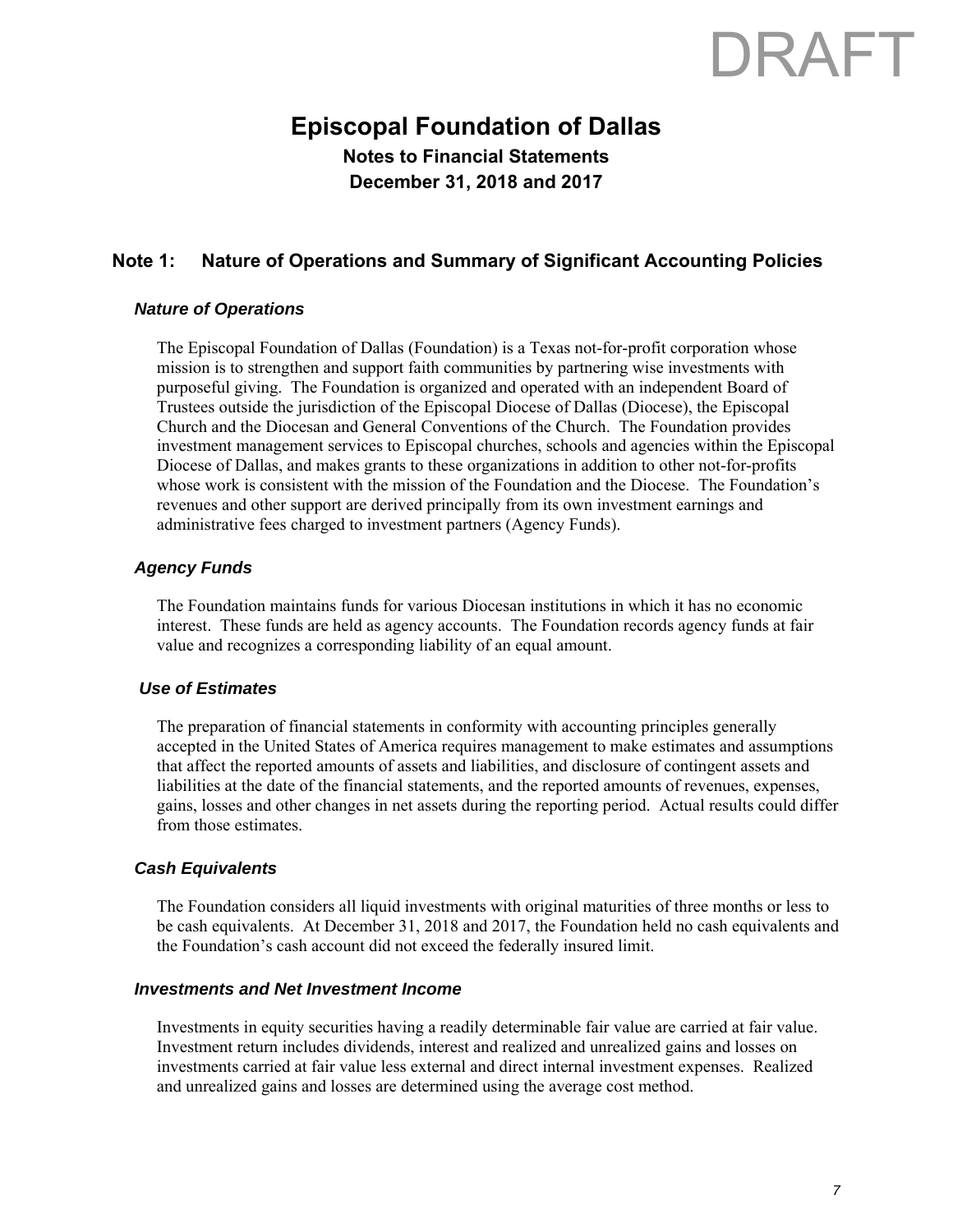DRAFT

# Episcopal Foundation of Dallas

## Notes to Financial Statements

## December 31, 2018 and 2017

## Note 1: Nature of Operations and Summary of Significant Accounting Policies

### *Nature of Operations*

The Episcopal Foundation of Dallas (Foundation) is a Texas not-for-profit corporation whose mission is to strengthen and support faith communities by partnering wise investments with purposeful giving. The Foundation is organized and operated with an independent Board of Trustees outside the jurisdiction of the Episcopal Diocese of Dallas (Diocese), the Episcopal Church and the Diocesan and General Conventions of the Church. The Foundation provides investment management services to Episcopal churches, schools and agencies within the Episcopal Diocese of Dallas, and makes grants to these organizations in addition to other not-for-profits whose work is consistent with the mission of the Foundation and the Diocese. The Foundation's revenues and other support are derived principally from its own investment earnings and administrative fees charged to investment partners (Agency Funds).

### *Agency Funds*

The Foundation maintains funds for various Diocesan institutions in which it has no economic interest. These funds are held as agency accounts. The Foundation records agency funds at fair value and recognizes a corresponding liability of an equal amount.

### *Use of Estimates*

The preparation of financial statements in conformity with accounting principles generally accepted in the United States of America requires management to make estimates and assumptions that affect the reported amounts of assets and liabilities, and disclosure of contingent assets and liabilities at the date of the financial statements, and the reported amounts of revenues, expenses, gains, losses and other changes in net assets during the reporting period. Actual results could differ from those estimates.

### *Cash Equivalents*

The Foundation considers all liquid investments with original maturities of three months or less to be cash equivalents. At December 31, 2018 and 2017, the Foundation held no cash equivalents and the Foundation's cash account did not exceed the federally insured limit.

### *Investments and Net Investment Income*

Investments in equity securities having a readily determinable fair value are carried at fair value. Investment return includes dividends, interest and realized and unrealized gains and losses on investments carried at fair value less external and direct internal investment expenses. Realized and unrealized gains and losses are determined using the average cost method.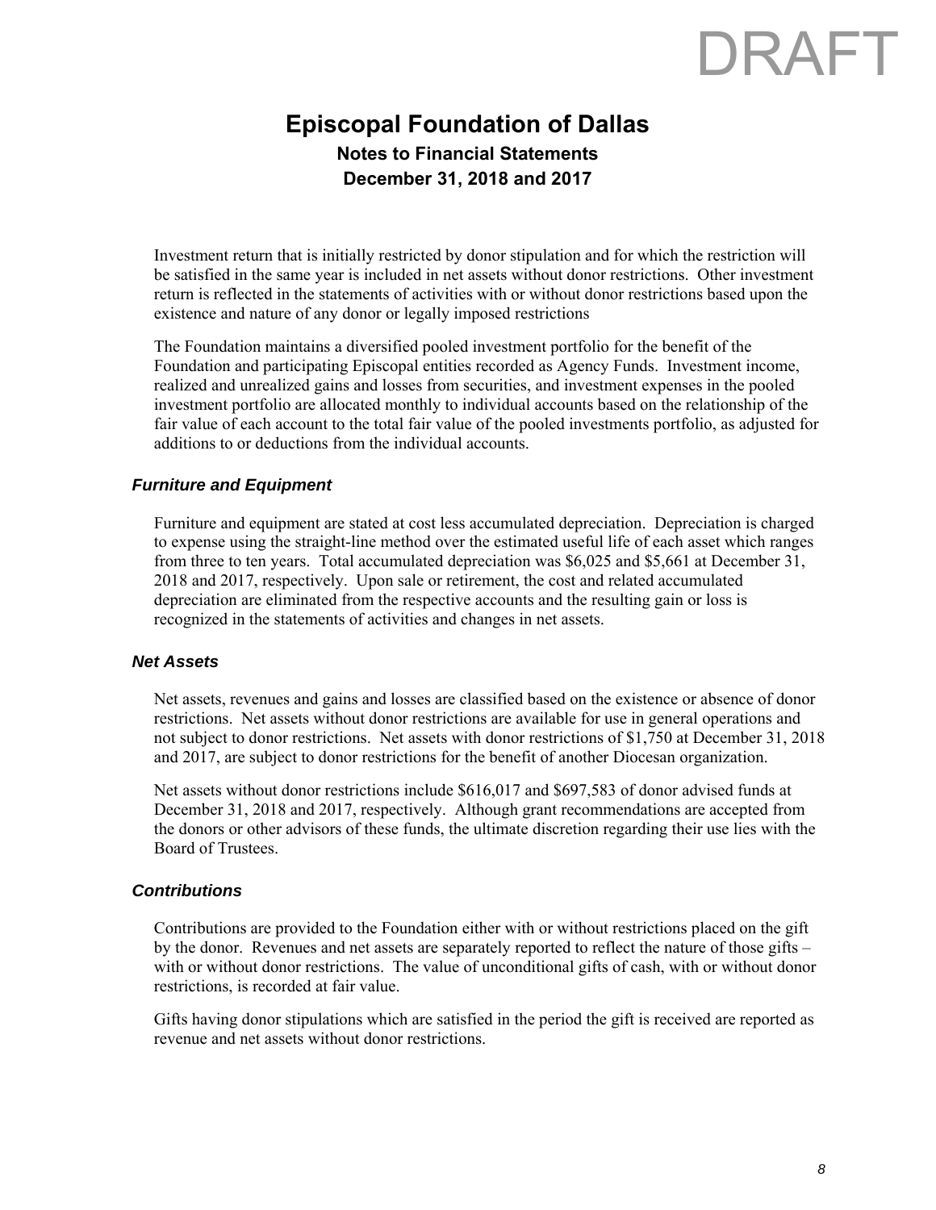# Episcopal Foundation of Dallas

## Notes to Financial Statements

## December 31, 2018 and 2017

Investment return that is initially restricted by donor stipulation and for which the restriction will be satisfied in the same year is included in net assets without donor restrictions. Other investment return is reflected in the statements of activities with or without donor restrictions based upon the existence and nature of any donor or legally imposed restrictions

The Foundation maintains a diversified pooled investment portfolio for the benefit of the Foundation and participating Episcopal entities recorded as Agency Funds. Investment income, realized and unrealized gains and losses from securities, and investment expenses in the pooled investment portfolio are allocated monthly to individual accounts based on the relationship of the fair value of each account to the total fair value of the pooled investments portfolio, as adjusted for additions to or deductions from the individual accounts.

### *Furniture and Equipment*

Furniture and equipment are stated at cost less accumulated depreciation. Depreciation is charged to expense using the straight-line method over the estimated useful life of each asset which ranges from three to ten years. Total accumulated depreciation was $6,025 and $5,661 at December 31, 2018 and 2017, respectively. Upon sale or retirement, the cost and related accumulated depreciation are eliminated from the respective accounts and the resulting gain or loss is recognized in the statements of activities and changes in net assets.

### *Net Assets*

Net assets, revenues and gains and losses are classified based on the existence or absence of donor restrictions. Net assets without donor restrictions are available for use in general operations and not subject to donor restrictions. Net assets with donor restrictions of $1,750 at December 31, 2018 and 2017, are subject to donor restrictions for the benefit of another Diocesan organization.

Net assets without donor restrictions include $616,017 and $697,583 of donor advised funds at December 31, 2018 and 2017, respectively. Although grant recommendations are accepted from the donors or other advisors of these funds, the ultimate discretion regarding their use lies with the Board of Trustees.

### *Contributions*

Contributions are provided to the Foundation either with or without restrictions placed on the gift by the donor. Revenues and net assets are separately reported to reflect the nature of those gifts – with or without donor restrictions. The value of unconditional gifts of cash, with or without donor restrictions, is recorded at fair value.

Gifts having donor stipulations which are satisfied in the period the gift is received are reported as revenue and net assets without donor restrictions.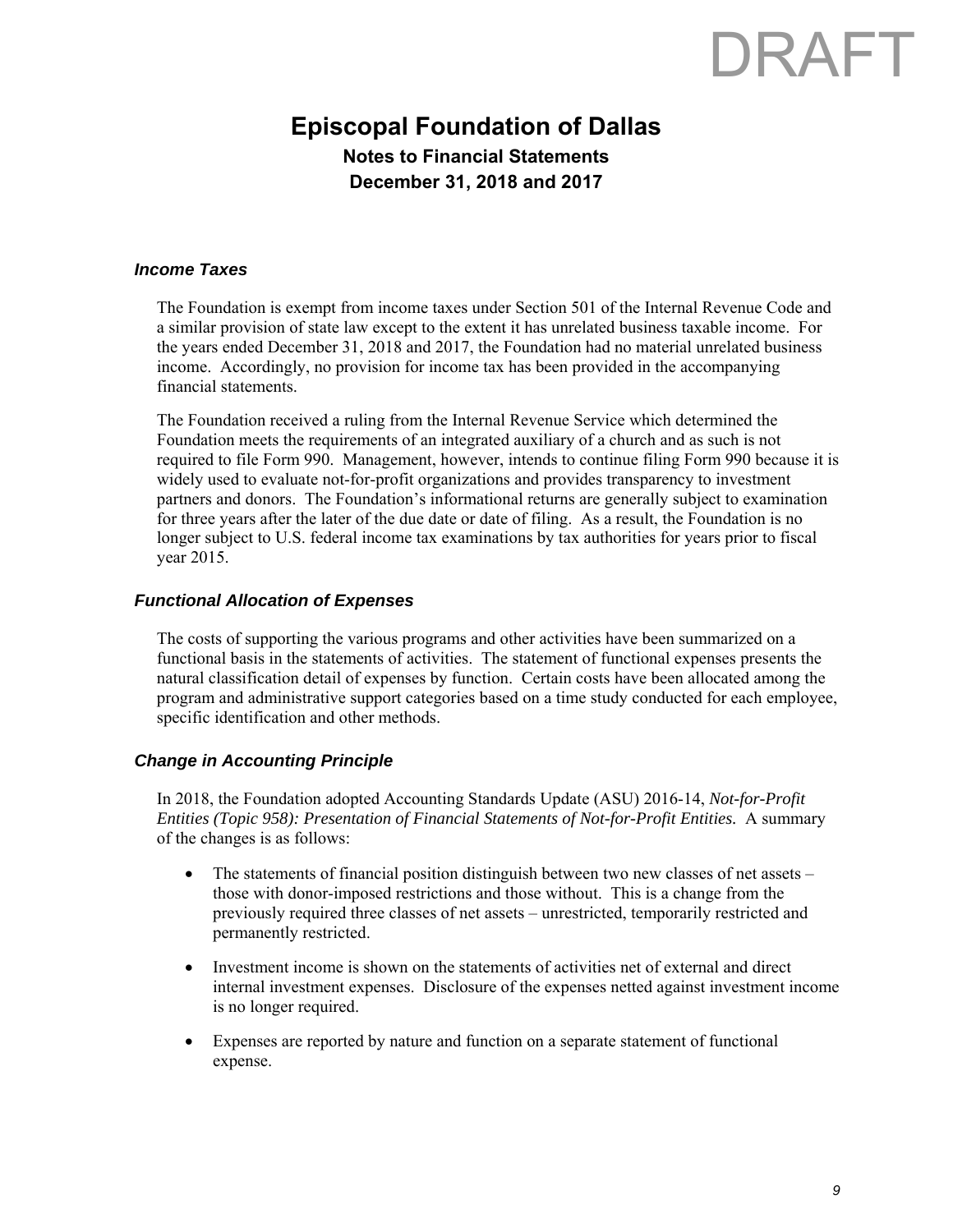# Episcopal Foundation of Dallas

## Notes to Financial Statements

## December 31, 2018 and 2017

### *Income Taxes*

The Foundation is exempt from income taxes under Section 501 of the Internal Revenue Code and a similar provision of state law except to the extent it has unrelated business taxable income. For the years ended December 31, 2018 and 2017, the Foundation had no material unrelated business income. Accordingly, no provision for income tax has been provided in the accompanying financial statements.

The Foundation received a ruling from the Internal Revenue Service which determined the Foundation meets the requirements of an integrated auxiliary of a church and as such is not required to file Form 990. Management, however, intends to continue filing Form 990 because it is widely used to evaluate not-for-profit organizations and provides transparency to investment partners and donors. The Foundation's informational returns are generally subject to examination for three years after the later of the due date or date of filing. As a result, the Foundation is no longer subject to U.S. federal income tax examinations by tax authorities for years prior to fiscal year 2015.

### *Functional Allocation of Expenses*

The costs of supporting the various programs and other activities have been summarized on a functional basis in the statements of activities. The statement of functional expenses presents the natural classification detail of expenses by function. Certain costs have been allocated among the program and administrative support categories based on a time study conducted for each employee, specific identification and other methods.

### *Change in Accounting Principle*

In 2018, the Foundation adopted Accounting Standards Update (ASU) 2016-14, *Not-for-Profit Entities (Topic 958): Presentation of Financial Statements of Not-for-Profit Entities.* A summary of the changes is as follows:

- The statements of financial position distinguish between two new classes of net assets – those with donor-imposed restrictions and those without. This is a change from the previously required three classes of net assets – unrestricted, temporarily restricted and permanently restricted.
- Investment income is shown on the statements of activities net of external and direct internal investment expenses. Disclosure of the expenses netted against investment income is no longer required.
- Expenses are reported by nature and function on a separate statement of functional expense.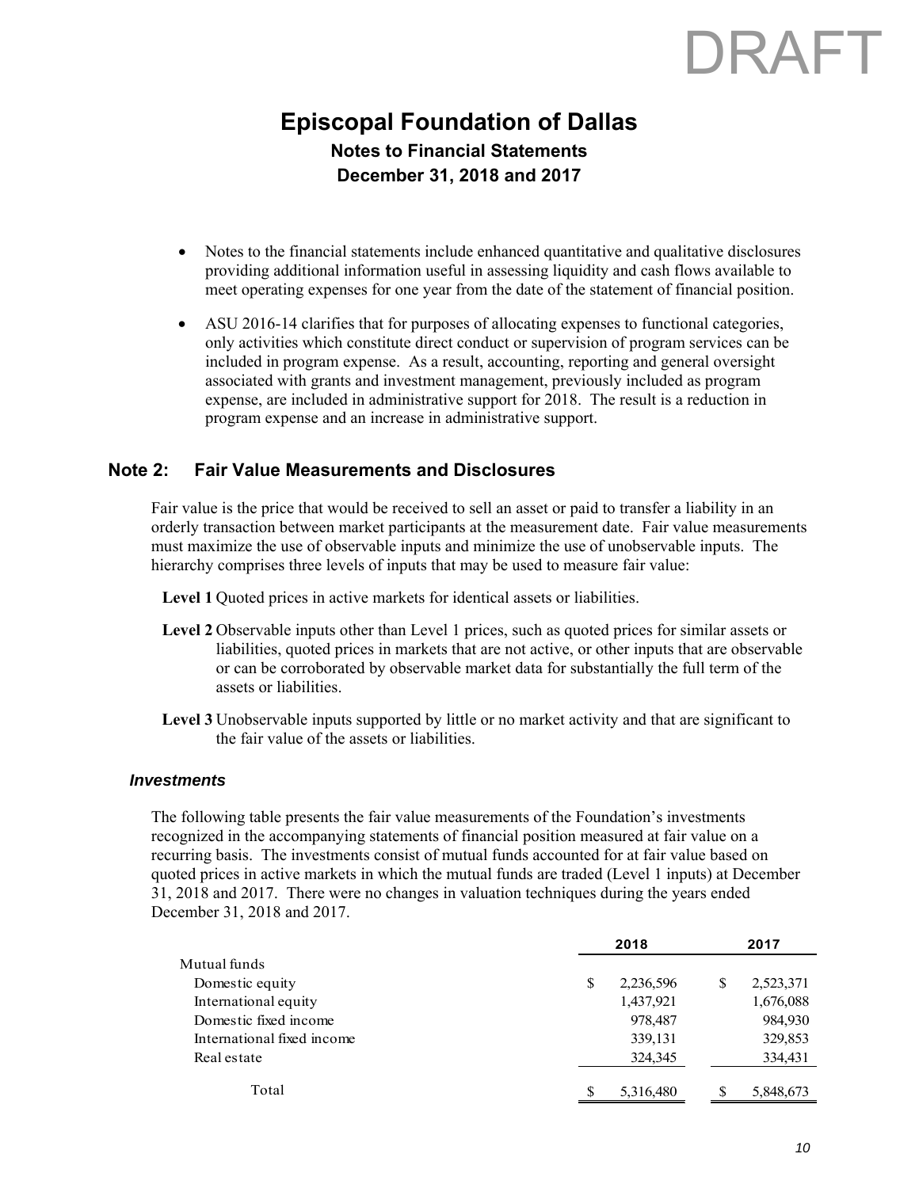DRAFT

# Episcopal Foundation of Dallas

**Notes to Financial Statements**

**December 31, 2018 and 2017**

- Notes to the financial statements include enhanced quantitative and qualitative disclosures providing additional information useful in assessing liquidity and cash flows available to meet operating expenses for one year from the date of the statement of financial position.
- ASU 2016-14 clarifies that for purposes of allocating expenses to functional categories, only activities which constitute direct conduct or supervision of program services can be included in program expense. As a result, accounting, reporting and general oversight associated with grants and investment management, previously included as program expense, are included in administrative support for 2018. The result is a reduction in program expense and an increase in administrative support.

## Note 2: Fair Value Measurements and Disclosures

Fair value is the price that would be received to sell an asset or paid to transfer a liability in an orderly transaction between market participants at the measurement date. Fair value measurements must maximize the use of observable inputs and minimize the use of unobservable inputs. The hierarchy comprises three levels of inputs that may be used to measure fair value:

**Level 1** Quoted prices in active markets for identical assets or liabilities.

**Level 2** Observable inputs other than Level 1 prices, such as quoted prices for similar assets or liabilities, quoted prices in markets that are not active, or other inputs that are observable or can be corroborated by observable market data for substantially the full term of the assets or liabilities.

**Level 3** Unobservable inputs supported by little or no market activity and that are significant to the fair value of the assets or liabilities.

### *Investments*

The following table presents the fair value measurements of the Foundation's investments recognized in the accompanying statements of financial position measured at fair value on a recurring basis. The investments consist of mutual funds accounted for at fair value based on quoted prices in active markets in which the mutual funds are traded (Level 1 inputs) at December 31, 2018 and 2017. There were no changes in valuation techniques during the years ended December 31, 2018 and 2017.

| | 2018 | 2017 |
|---|---|---|
| Mutual funds | | |
| Domestic equity | $ 2,236,596 | $ 2,523,371 |
| International equity | 1,437,921 | 1,676,088 |
| Domestic fixed income | 978,487 | 984,930 |
| International fixed income | 339,131 | 329,853 |
| Real estate | 324,345 | 334,431 |
| Total | $ 5,316,480 | $ 5,848,673 |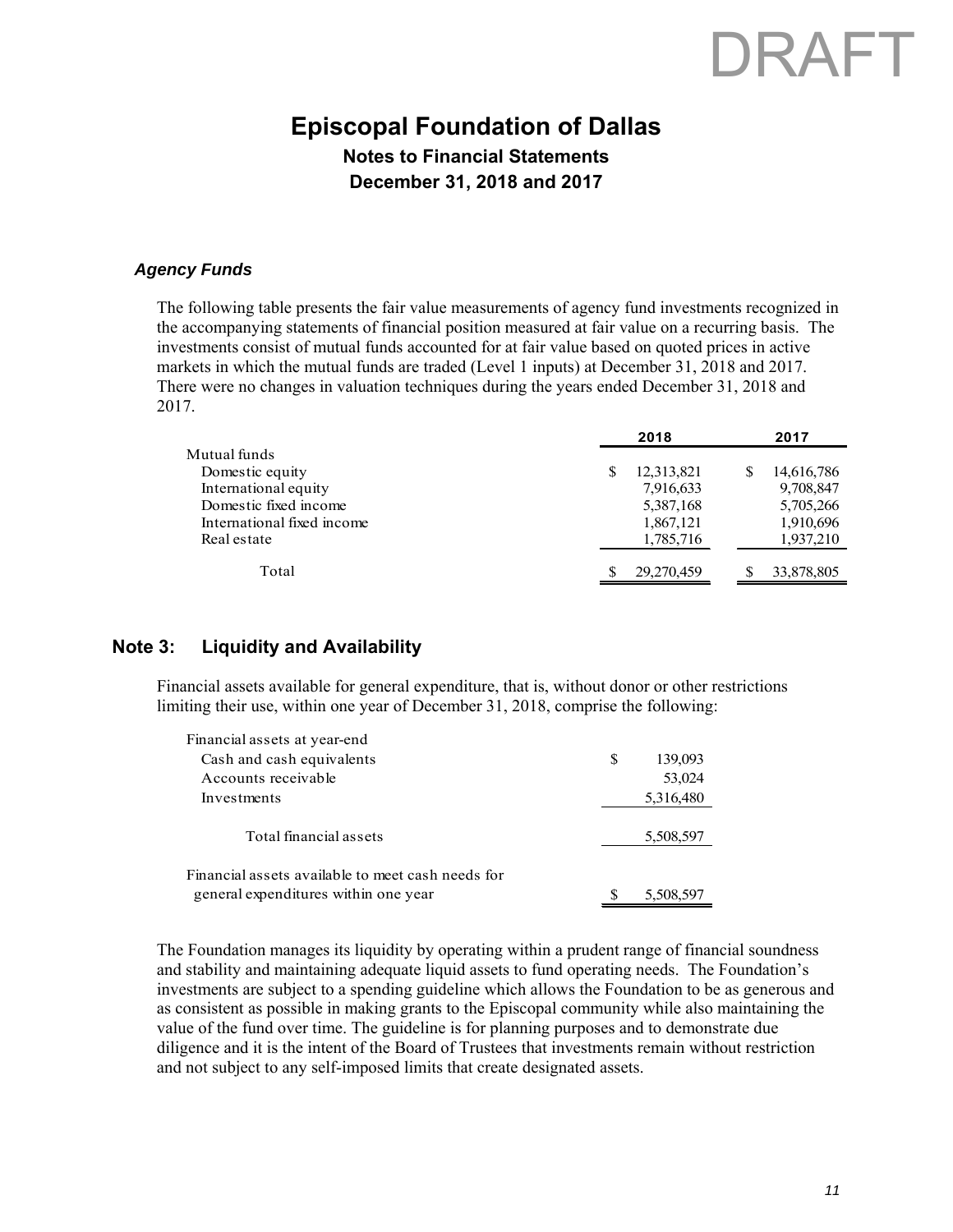DRAFT

# Episcopal Foundation of Dallas

## Notes to Financial Statements

## December 31, 2018 and 2017

### *Agency Funds*

The following table presents the fair value measurements of agency fund investments recognized in the accompanying statements of financial position measured at fair value on a recurring basis. The investments consist of mutual funds accounted for at fair value based on quoted prices in active markets in which the mutual funds are traded (Level 1 inputs) at December 31, 2018 and 2017. There were no changes in valuation techniques during the years ended December 31, 2018 and 2017.

| | 2018 | 2017 |
|---|---|---|
| Mutual funds | | |
| Domestic equity | $ 12,313,821 | $ 14,616,786 |
| International equity | 7,916,633 | 9,708,847 |
| Domestic fixed income | 5,387,168 | 5,705,266 |
| International fixed income | 1,867,121 | 1,910,696 |
| Real estate | 1,785,716 | 1,937,210 |
| Total | $ 29,270,459 | $ 33,878,805 |

## Note 3: Liquidity and Availability

Financial assets available for general expenditure, that is, without donor or other restrictions limiting their use, within one year of December 31, 2018, comprise the following:

| | |
|---|---|
| Financial assets at year-end | |
| Cash and cash equivalents | $ 139,093 |
| Accounts receivable | 53,024 |
| Investments | 5,316,480 |
| Total financial assets | 5,508,597 |
| Financial assets available to meet cash needs for general expenditures within one year | $ 5,508,597 |

The Foundation manages its liquidity by operating within a prudent range of financial soundness and stability and maintaining adequate liquid assets to fund operating needs. The Foundation's investments are subject to a spending guideline which allows the Foundation to be as generous and as consistent as possible in making grants to the Episcopal community while also maintaining the value of the fund over time. The guideline is for planning purposes and to demonstrate due diligence and it is the intent of the Board of Trustees that investments remain without restriction and not subject to any self-imposed limits that create designated assets.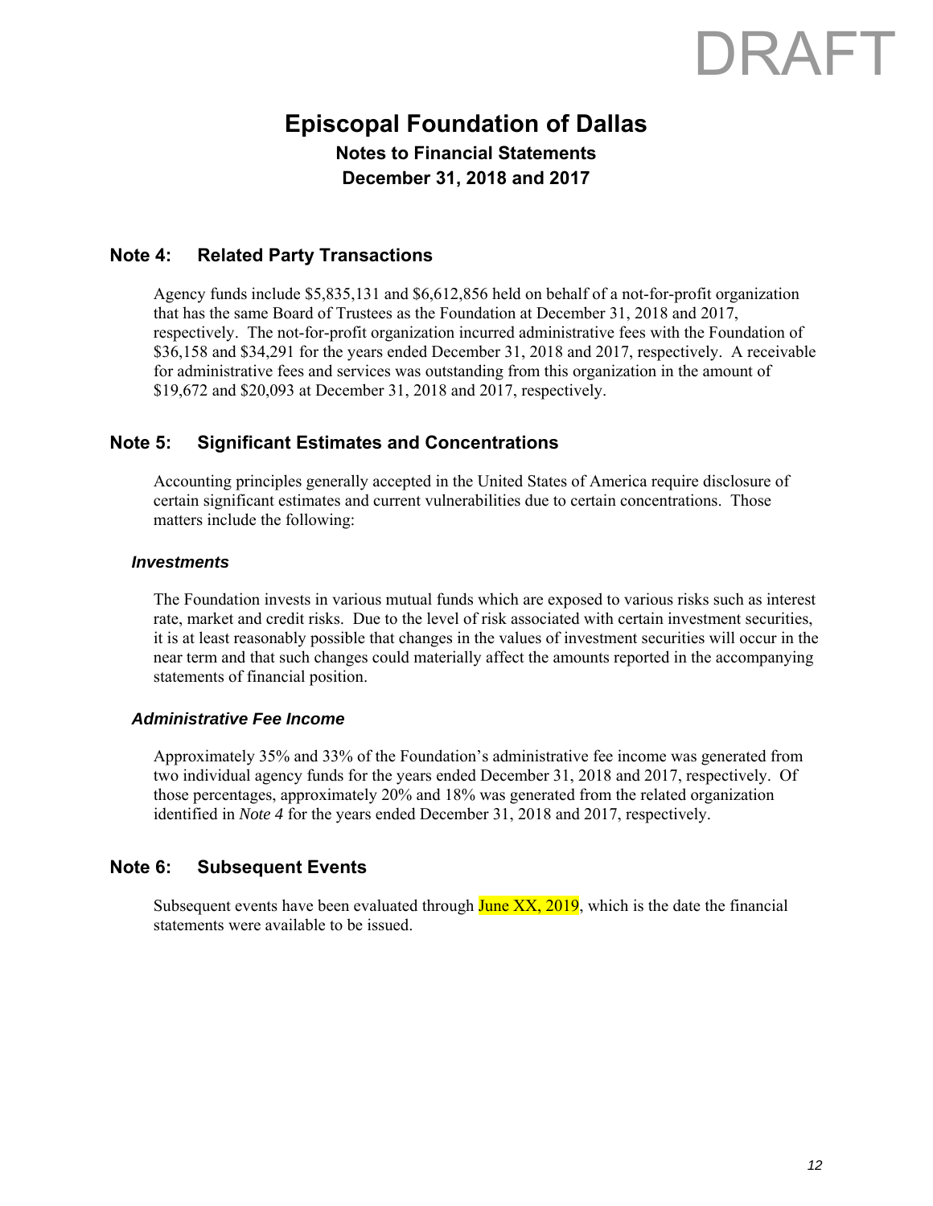DRAFT

# Episcopal Foundation of Dallas

## Notes to Financial Statements

## December 31, 2018 and 2017

## Note 4: Related Party Transactions

Agency funds include $5,835,131 and $6,612,856 held on behalf of a not-for-profit organization that has the same Board of Trustees as the Foundation at December 31, 2018 and 2017, respectively. The not-for-profit organization incurred administrative fees with the Foundation of $36,158 and $34,291 for the years ended December 31, 2018 and 2017, respectively. A receivable for administrative fees and services was outstanding from this organization in the amount of $19,672 and $20,093 at December 31, 2018 and 2017, respectively.

## Note 5: Significant Estimates and Concentrations

Accounting principles generally accepted in the United States of America require disclosure of certain significant estimates and current vulnerabilities due to certain concentrations. Those matters include the following:

### *Investments*

The Foundation invests in various mutual funds which are exposed to various risks such as interest rate, market and credit risks. Due to the level of risk associated with certain investment securities, it is at least reasonably possible that changes in the values of investment securities will occur in the near term and that such changes could materially affect the amounts reported in the accompanying statements of financial position.

### *Administrative Fee Income*

Approximately 35% and 33% of the Foundation's administrative fee income was generated from two individual agency funds for the years ended December 31, 2018 and 2017, respectively. Of those percentages, approximately 20% and 18% was generated from the related organization identified in *Note 4* for the years ended December 31, 2018 and 2017, respectively.

## Note 6: Subsequent Events

Subsequent events have been evaluated through June XX, 2019, which is the date the financial statements were available to be issued.